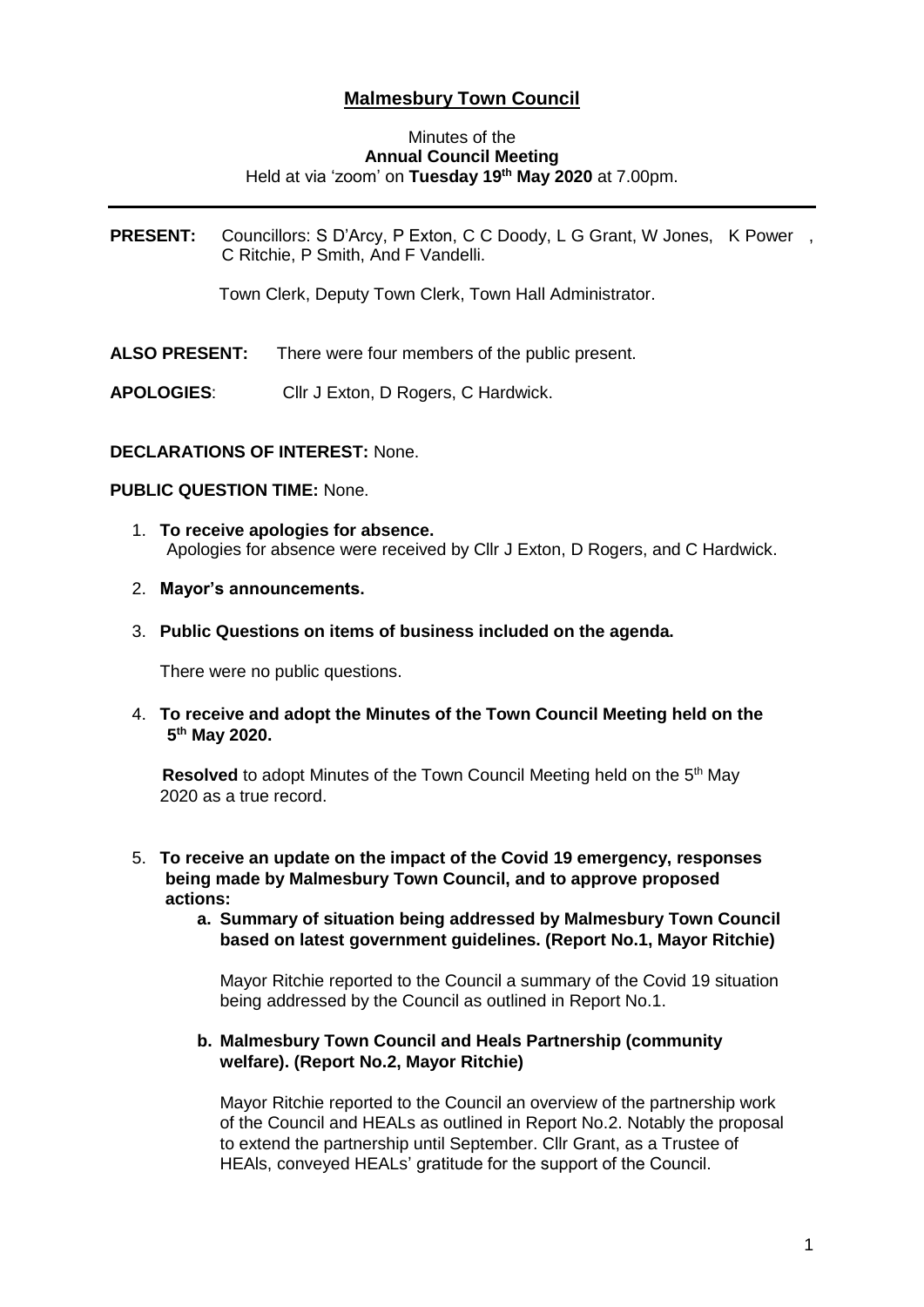# Malmesbury Town Council

Minutes of the
**Annual Council Meeting**
Held at via 'zoom' on **Tuesday 19th May 2020** at 7.00pm.

---

**PRESENT:** Councillors: S D'Arcy, P Exton, C C Doody, L G Grant, W Jones, K Power, C Ritchie, P Smith, And F Vandelli.

Town Clerk, Deputy Town Clerk, Town Hall Administrator.

**ALSO PRESENT:** There were four members of the public present.

**APOLOGIES**: Cllr J Exton, D Rogers, C Hardwick.

**DECLARATIONS OF INTEREST:** None.

**PUBLIC QUESTION TIME:** None.

1. **To receive apologies for absence.**
   Apologies for absence were received by Cllr J Exton, D Rogers, and C Hardwick.

2. **Mayor's announcements.**

3. **Public Questions on items of business included on the agenda.**

   There were no public questions.

4. **To receive and adopt the Minutes of the Town Council Meeting held on the 5th May 2020.**

   **Resolved** to adopt Minutes of the Town Council Meeting held on the 5th May 2020 as a true record.

5. **To receive an update on the impact of the Covid 19 emergency, responses being made by Malmesbury Town Council, and to approve proposed actions:**

   a. **Summary of situation being addressed by Malmesbury Town Council based on latest government guidelines. (Report No.1, Mayor Ritchie)**

      Mayor Ritchie reported to the Council a summary of the Covid 19 situation being addressed by the Council as outlined in Report No.1.

   b. **Malmesbury Town Council and Heals Partnership (community welfare). (Report No.2, Mayor Ritchie)**

      Mayor Ritchie reported to the Council an overview of the partnership work of the Council and HEALs as outlined in Report No.2. Notably the proposal to extend the partnership until September. Cllr Grant, as a Trustee of HEALs, conveyed HEALs' gratitude for the support of the Council.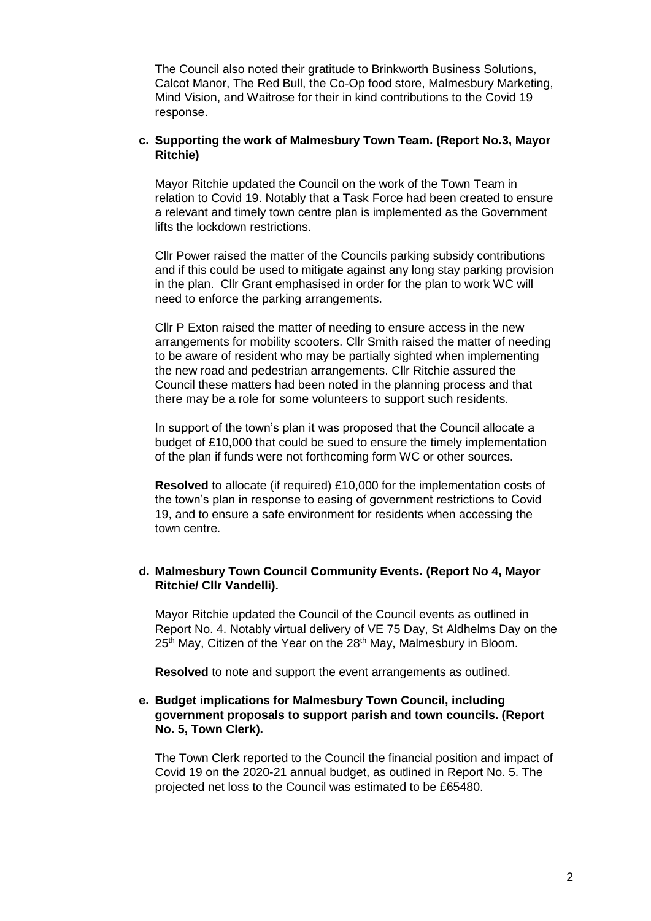The Council also noted their gratitude to Brinkworth Business Solutions, Calcot Manor, The Red Bull, the Co-Op food store, Malmesbury Marketing, Mind Vision, and Waitrose for their in kind contributions to the Covid 19 response.

**c. Supporting the work of Malmesbury Town Team. (Report No.3, Mayor Ritchie)**

Mayor Ritchie updated the Council on the work of the Town Team in relation to Covid 19. Notably that a Task Force had been created to ensure a relevant and timely town centre plan is implemented as the Government lifts the lockdown restrictions.

Cllr Power raised the matter of the Councils parking subsidy contributions and if this could be used to mitigate against any long stay parking provision in the plan. Cllr Grant emphasised in order for the plan to work WC will need to enforce the parking arrangements.

Cllr P Exton raised the matter of needing to ensure access in the new arrangements for mobility scooters. Cllr Smith raised the matter of needing to be aware of resident who may be partially sighted when implementing the new road and pedestrian arrangements. Cllr Ritchie assured the Council these matters had been noted in the planning process and that there may be a role for some volunteers to support such residents.

In support of the town's plan it was proposed that the Council allocate a budget of £10,000 that could be sued to ensure the timely implementation of the plan if funds were not forthcoming form WC or other sources.

**Resolved** to allocate (if required) £10,000 for the implementation costs of the town's plan in response to easing of government restrictions to Covid 19, and to ensure a safe environment for residents when accessing the town centre.

**d. Malmesbury Town Council Community Events. (Report No 4, Mayor Ritchie/ Cllr Vandelli).**

Mayor Ritchie updated the Council of the Council events as outlined in Report No. 4. Notably virtual delivery of VE 75 Day, St Aldhelms Day on the 25th May, Citizen of the Year on the 28th May, Malmesbury in Bloom.

**Resolved** to note and support the event arrangements as outlined.

**e. Budget implications for Malmesbury Town Council, including government proposals to support parish and town councils. (Report No. 5, Town Clerk).**

The Town Clerk reported to the Council the financial position and impact of Covid 19 on the 2020-21 annual budget, as outlined in Report No. 5. The projected net loss to the Council was estimated to be £65480.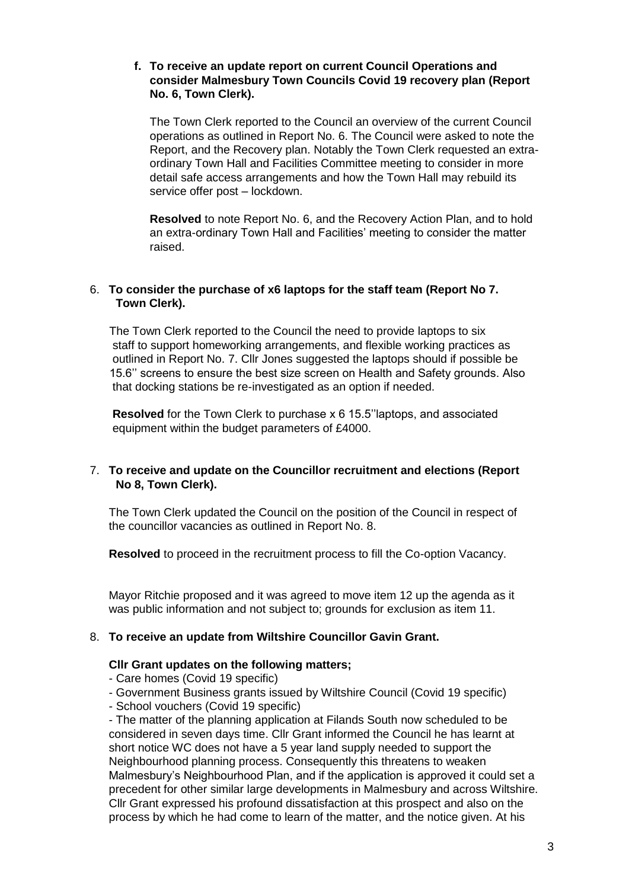**f. To receive an update report on current Council Operations and consider Malmesbury Town Councils Covid 19 recovery plan (Report No. 6, Town Clerk).**

The Town Clerk reported to the Council an overview of the current Council operations as outlined in Report No. 6. The Council were asked to note the Report, and the Recovery plan. Notably the Town Clerk requested an extra-ordinary Town Hall and Facilities Committee meeting to consider in more detail safe access arrangements and how the Town Hall may rebuild its service offer post – lockdown.

**Resolved** to note Report No. 6, and the Recovery Action Plan, and to hold an extra-ordinary Town Hall and Facilities' meeting to consider the matter raised.

6. **To consider the purchase of x6 laptops for the staff team (Report No 7. Town Clerk).**

The Town Clerk reported to the Council the need to provide laptops to six staff to support homeworking arrangements, and flexible working practices as outlined in Report No. 7. Cllr Jones suggested the laptops should if possible be 15.6'' screens to ensure the best size screen on Health and Safety grounds. Also that docking stations be re-investigated as an option if needed.

**Resolved** for the Town Clerk to purchase x 6 15.5''laptops, and associated equipment within the budget parameters of £4000.

7. **To receive and update on the Councillor recruitment and elections (Report No 8, Town Clerk).**

The Town Clerk updated the Council on the position of the Council in respect of the councillor vacancies as outlined in Report No. 8.

**Resolved** to proceed in the recruitment process to fill the Co-option Vacancy.

Mayor Ritchie proposed and it was agreed to move item 12 up the agenda as it was public information and not subject to; grounds for exclusion as item 11.

8. **To receive an update from Wiltshire Councillor Gavin Grant.**

**Cllr Grant updates on the following matters;**

- Care homes (Covid 19 specific)
- Government Business grants issued by Wiltshire Council (Covid 19 specific)
- School vouchers (Covid 19 specific)
- The matter of the planning application at Filands South now scheduled to be considered in seven days time. Cllr Grant informed the Council he has learnt at short notice WC does not have a 5 year land supply needed to support the Neighbourhood planning process. Consequently this threatens to weaken Malmesbury's Neighbourhood Plan, and if the application is approved it could set a precedent for other similar large developments in Malmesbury and across Wiltshire. Cllr Grant expressed his profound dissatisfaction at this prospect and also on the process by which he had come to learn of the matter, and the notice given. At his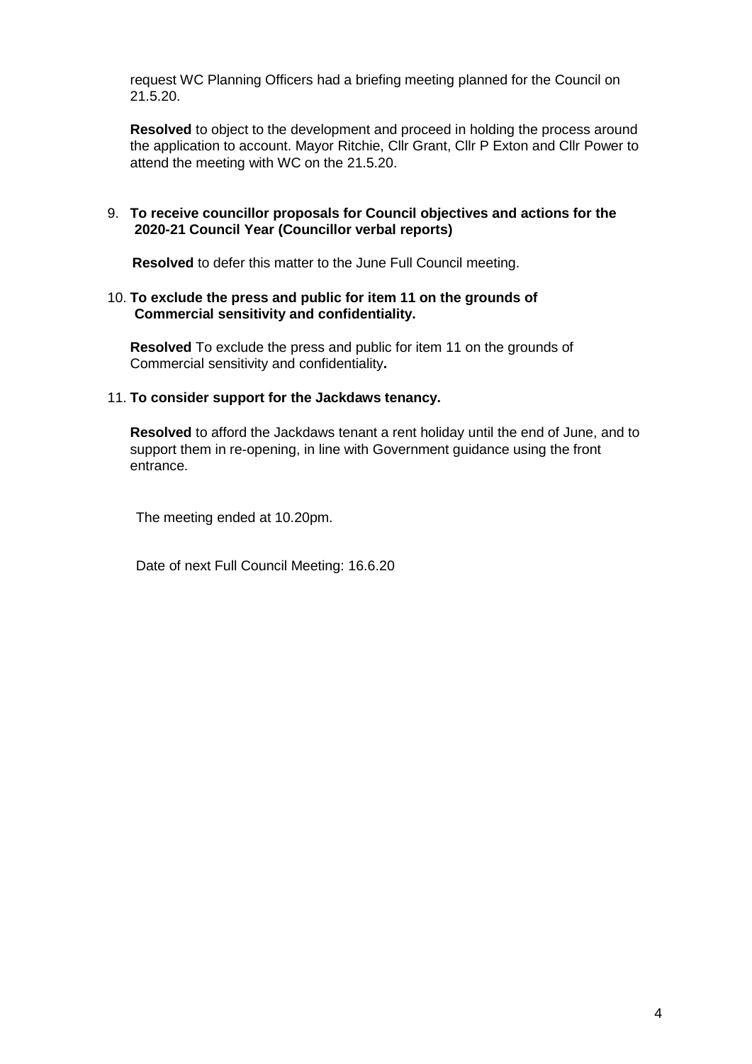request WC Planning Officers had a briefing meeting planned for the Council on 21.5.20.

**Resolved** to object to the development and proceed in holding the process around the application to account. Mayor Ritchie, Cllr Grant, Cllr P Exton and Cllr Power to attend the meeting with WC on the 21.5.20.

9. **To receive councillor proposals for Council objectives and actions for the 2020-21 Council Year (Councillor verbal reports)**

   **Resolved** to defer this matter to the June Full Council meeting.

10. **To exclude the press and public for item 11 on the grounds of Commercial sensitivity and confidentiality.**

    **Resolved** To exclude the press and public for item 11 on the grounds of Commercial sensitivity and confidentiality**.**

11. **To consider support for the Jackdaws tenancy.**

    **Resolved** to afford the Jackdaws tenant a rent holiday until the end of June, and to support them in re-opening, in line with Government guidance using the front entrance.

The meeting ended at 10.20pm.

Date of next Full Council Meeting: 16.6.20